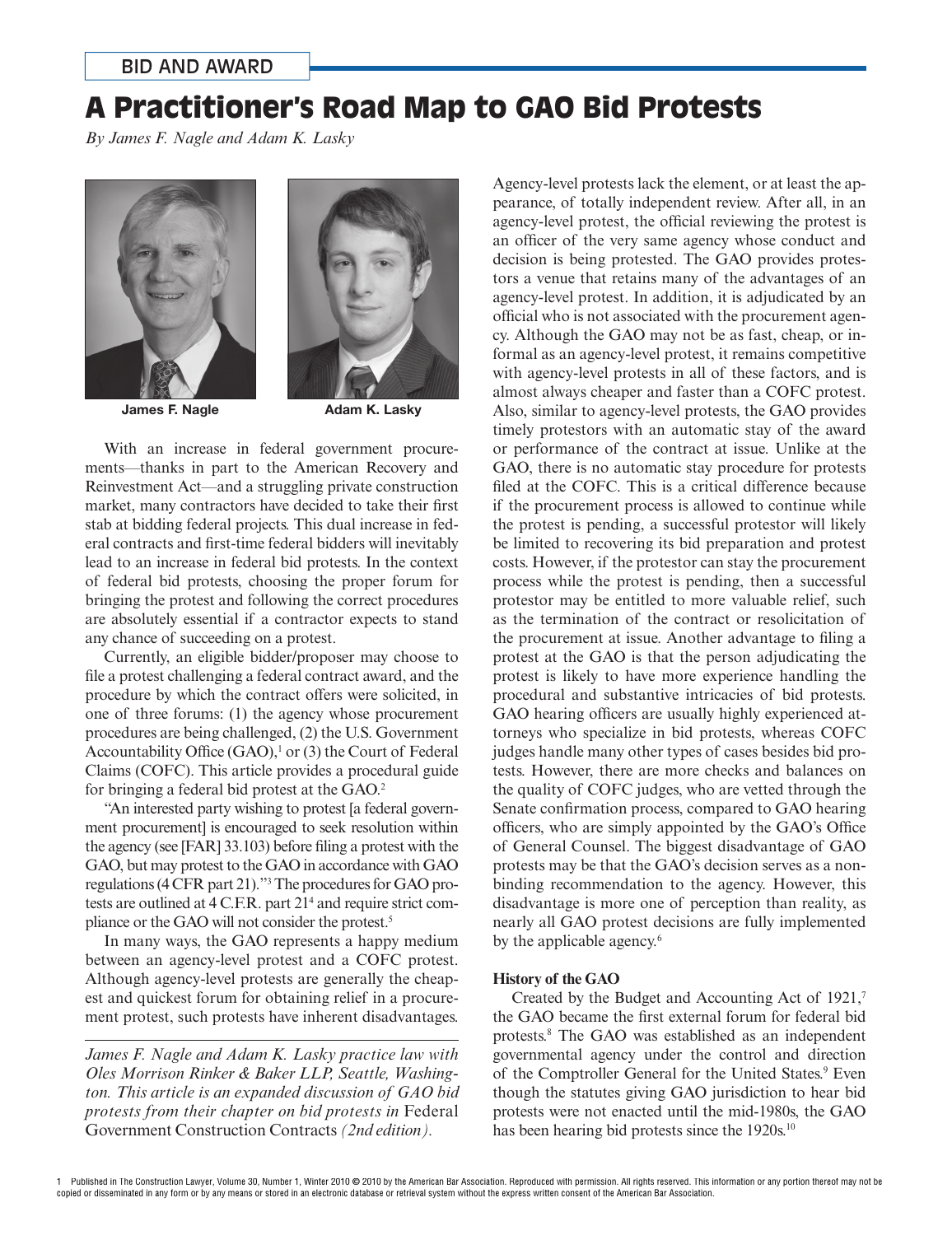BID AND AWARD

# A Practitioner's Road Map to GAO Bid Protests

*By James F. Nagle and Adam K. Lasky*

**James F. Nagle** **Adam K. Lasky**

With an increase in federal government procurements—thanks in part to the American Recovery and Reinvestment Act—and a struggling private construction market, many contractors have decided to take their first stab at bidding federal projects. This dual increase in federal contracts and first-time federal bidders will inevitably lead to an increase in federal bid protests. In the context of federal bid protests, choosing the proper forum for bringing the protest and following the correct procedures are absolutely essential if a contractor expects to stand any chance of succeeding on a protest.

Currently, an eligible bidder/proposer may choose to file a protest challenging a federal contract award, and the procedure by which the contract offers were solicited, in one of three forums: (1) the agency whose procurement procedures are being challenged, (2) the U.S. Government Accountability Office (GAO),[1] or (3) the Court of Federal Claims (COFC). This article provides a procedural guide for bringing a federal bid protest at the GAO.[2]

"An interested party wishing to protest [a federal government procurement] is encouraged to seek resolution within the agency (see [FAR] 33.103) before filing a protest with the GAO, but may protest to the GAO in accordance with GAO regulations (4 CFR part 21)."[3] The procedures for GAO protests are outlined at 4 C.F.R. part 21[4] and require strict compliance or the GAO will not consider the protest.[5]

In many ways, the GAO represents a happy medium between an agency-level protest and a COFC protest. Although agency-level protests are generally the cheapest and quickest forum for obtaining relief in a procurement protest, such protests have inherent disadvantages. Agency-level protests lack the element, or at least the appearance, of totally independent review. After all, in an agency-level protest, the official reviewing the protest is an officer of the very same agency whose conduct and decision is being protested. The GAO provides protestors a venue that retains many of the advantages of an agency-level protest. In addition, it is adjudicated by an official who is not associated with the procurement agency. Although the GAO may not be as fast, cheap, or informal as an agency-level protest, it remains competitive with agency-level protests in all of these factors, and is almost always cheaper and faster than a COFC protest. Also, similar to agency-level protests, the GAO provides timely protestors with an automatic stay of the award or performance of the contract at issue. Unlike at the GAO, there is no automatic stay procedure for protests filed at the COFC. This is a critical difference because if the procurement process is allowed to continue while the protest is pending, a successful protestor will likely be limited to recovering its bid preparation and protest costs. However, if the protestor can stay the procurement process while the protest is pending, then a successful protestor may be entitled to more valuable relief, such as the termination of the contract or resolicitation of the procurement at issue. Another advantage to filing a protest at the GAO is that the person adjudicating the protest is likely to have more experience handling the procedural and substantive intricacies of bid protests. GAO hearing officers are usually highly experienced attorneys who specialize in bid protests, whereas COFC judges handle many other types of cases besides bid protests. However, there are more checks and balances on the quality of COFC judges, who are vetted through the Senate confirmation process, compared to GAO hearing officers, who are simply appointed by the GAO's Office of General Counsel. The biggest disadvantage of GAO protests may be that the GAO's decision serves as a nonbinding recommendation to the agency. However, this disadvantage is more one of perception than reality, as nearly all GAO protest decisions are fully implemented by the applicable agency.[6]

*James F. Nagle and Adam K. Lasky practice law with Oles Morrison Rinker & Baker LLP, Seattle, Washington. This article is an expanded discussion of GAO bid protests from their chapter on bid protests in* Federal Government Construction Contracts *(2nd edition).*

### History of the GAO

Created by the Budget and Accounting Act of 1921,[7] the GAO became the first external forum for federal bid protests.[8] The GAO was established as an independent governmental agency under the control and direction of the Comptroller General for the United States.[9] Even though the statutes giving GAO jurisdiction to hear bid protests were not enacted until the mid-1980s, the GAO has been hearing bid protests since the 1920s.[10]

Published in The Construction Lawyer, Volume 30, Number 1, Winter 2010 © 2010 by the American Bar Association. Reproduced with permission. All rights reserved. This information or any portion thereof may not be copied or disseminated in any form or by any means or stored in an electronic database or retrieval system without the express written consent of the American Bar Association.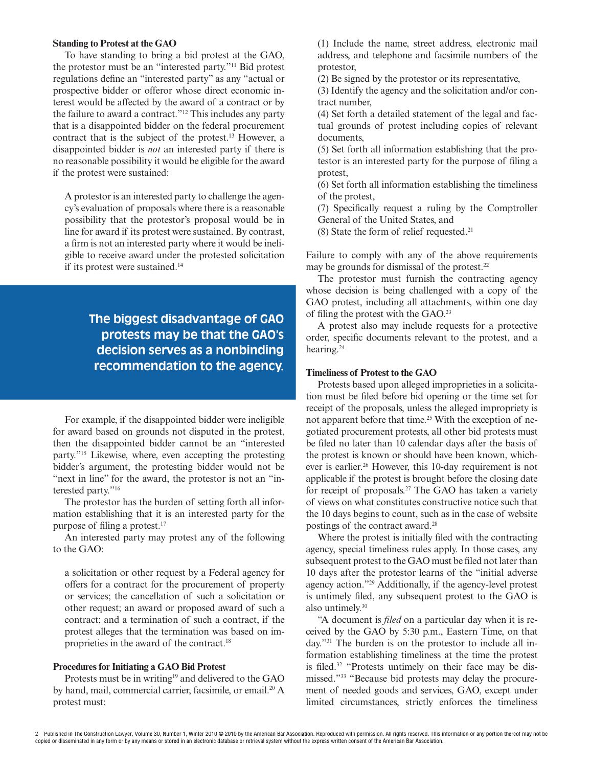### Standing to Protest at the GAO

To have standing to bring a bid protest at the GAO, the protestor must be an "interested party."[11] Bid protest regulations define an "interested party" as any "actual or prospective bidder or offeror whose direct economic interest would be affected by the award of a contract or by the failure to award a contract."[12] This includes any party that is a disappointed bidder on the federal procurement contract that is the subject of the protest.[13] However, a disappointed bidder is *not* an interested party if there is no reasonable possibility it would be eligible for the award if the protest were sustained:

> A protestor is an interested party to challenge the agency's evaluation of proposals where there is a reasonable possibility that the protestor's proposal would be in line for award if its protest were sustained. By contrast, a firm is not an interested party where it would be ineligible to receive award under the protested solicitation if its protest were sustained.[14]

**The biggest disadvantage of GAO protests may be that the GAO's decision serves as a nonbinding recommendation to the agency.**

For example, if the disappointed bidder were ineligible for award based on grounds not disputed in the protest, then the disappointed bidder cannot be an "interested party."[15] Likewise, where, even accepting the protesting bidder's argument, the protesting bidder would not be "next in line" for the award, the protestor is not an "interested party."[16]

The protestor has the burden of setting forth all information establishing that it is an interested party for the purpose of filing a protest.[17]

An interested party may protest any of the following to the GAO:

> a solicitation or other request by a Federal agency for offers for a contract for the procurement of property or services; the cancellation of such a solicitation or other request; an award or proposed award of such a contract; and a termination of such a contract, if the protest alleges that the termination was based on improprieties in the award of the contract.[18]

### Procedures for Initiating a GAO Bid Protest

Protests must be in writing[19] and delivered to the GAO by hand, mail, commercial carrier, facsimile, or email.[20] A protest must:

(1) Include the name, street address, electronic mail address, and telephone and facsimile numbers of the protestor,
(2) Be signed by the protestor or its representative,
(3) Identify the agency and the solicitation and/or contract number,
(4) Set forth a detailed statement of the legal and factual grounds of protest including copies of relevant documents,
(5) Set forth all information establishing that the protestor is an interested party for the purpose of filing a protest,
(6) Set forth all information establishing the timeliness of the protest,
(7) Specifically request a ruling by the Comptroller General of the United States, and
(8) State the form of relief requested.[21]

Failure to comply with any of the above requirements may be grounds for dismissal of the protest.[22]

The protestor must furnish the contracting agency whose decision is being challenged with a copy of the GAO protest, including all attachments, within one day of filing the protest with the GAO.[23]

A protest also may include requests for a protective order, specific documents relevant to the protest, and a hearing.[24]

### Timeliness of Protest to the GAO

Protests based upon alleged improprieties in a solicitation must be filed before bid opening or the time set for receipt of the proposals, unless the alleged impropriety is not apparent before that time.[25] With the exception of negotiated procurement protests, all other bid protests must be filed no later than 10 calendar days after the basis of the protest is known or should have been known, whichever is earlier.[26] However, this 10-day requirement is not applicable if the protest is brought before the closing date for receipt of proposals.[27] The GAO has taken a variety of views on what constitutes constructive notice such that the 10 days begins to count, such as in the case of website postings of the contract award.[28]

Where the protest is initially filed with the contracting agency, special timeliness rules apply. In those cases, any subsequent protest to the GAO must be filed not later than 10 days after the protestor learns of the "initial adverse agency action."[29] Additionally, if the agency-level protest is untimely filed, any subsequent protest to the GAO is also untimely.[30]

"A document is *filed* on a particular day when it is received by the GAO by 5:30 p.m., Eastern Time, on that day."[31] The burden is on the protestor to include all information establishing timeliness at the time the protest is filed.[32] "Protests untimely on their face may be dismissed."[33] "Because bid protests may delay the procurement of needed goods and services, GAO, except under limited circumstances, strictly enforces the timeliness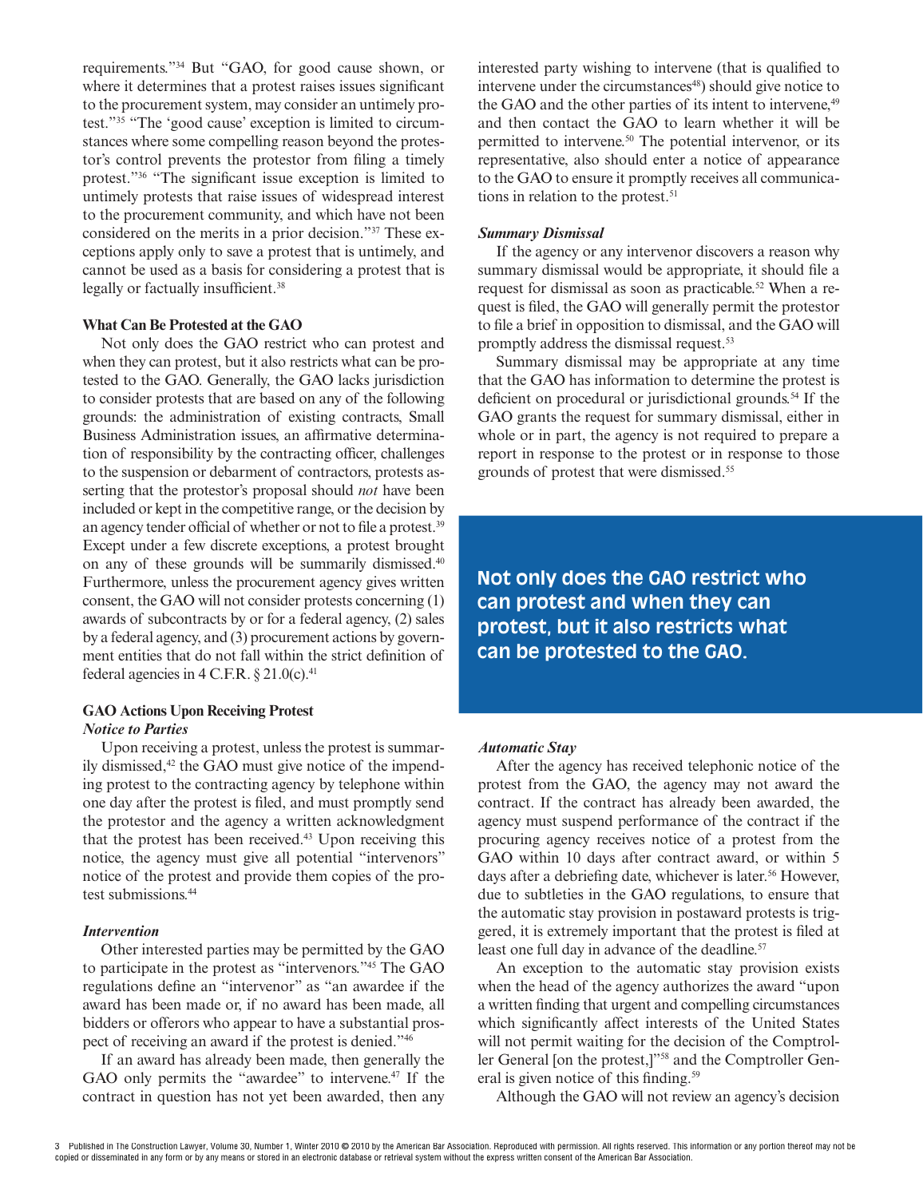requirements."[34] But "GAO, for good cause shown, or where it determines that a protest raises issues significant to the procurement system, may consider an untimely protest."[35] "The 'good cause' exception is limited to circumstances where some compelling reason beyond the protestor's control prevents the protestor from filing a timely protest."[36] "The significant issue exception is limited to untimely protests that raise issues of widespread interest to the procurement community, and which have not been considered on the merits in a prior decision."[37] These exceptions apply only to save a protest that is untimely, and cannot be used as a basis for considering a protest that is legally or factually insufficient.[38]

### What Can Be Protested at the GAO

Not only does the GAO restrict who can protest and when they can protest, but it also restricts what can be protested to the GAO. Generally, the GAO lacks jurisdiction to consider protests that are based on any of the following grounds: the administration of existing contracts, Small Business Administration issues, an affirmative determination of responsibility by the contracting officer, challenges to the suspension or debarment of contractors, protests asserting that the protestor's proposal should *not* have been included or kept in the competitive range, or the decision by an agency tender official of whether or not to file a protest.[39] Except under a few discrete exceptions, a protest brought on any of these grounds will be summarily dismissed.[40] Furthermore, unless the procurement agency gives written consent, the GAO will not consider protests concerning (1) awards of subcontracts by or for a federal agency, (2) sales by a federal agency, and (3) procurement actions by government entities that do not fall within the strict definition of federal agencies in 4 C.F.R. § 21.0(c).[41]

### GAO Actions Upon Receiving Protest

#### *Notice to Parties*

Upon receiving a protest, unless the protest is summarily dismissed,[42] the GAO must give notice of the impending protest to the contracting agency by telephone within one day after the protest is filed, and must promptly send the protestor and the agency a written acknowledgment that the protest has been received.[43] Upon receiving this notice, the agency must give all potential "intervenors" notice of the protest and provide them copies of the protest submissions.[44]

#### *Intervention*

Other interested parties may be permitted by the GAO to participate in the protest as "intervenors."[45] The GAO regulations define an "intervenor" as "an awardee if the award has been made or, if no award has been made, all bidders or offerors who appear to have a substantial prospect of receiving an award if the protest is denied."[46]

If an award has already been made, then generally the GAO only permits the "awardee" to intervene.[47] If the contract in question has not yet been awarded, then any interested party wishing to intervene (that is qualified to intervene under the circumstances[48]) should give notice to the GAO and the other parties of its intent to intervene,[49] and then contact the GAO to learn whether it will be permitted to intervene.[50] The potential intervenor, or its representative, also should enter a notice of appearance to the GAO to ensure it promptly receives all communications in relation to the protest.[51]

#### *Summary Dismissal*

If the agency or any intervenor discovers a reason why summary dismissal would be appropriate, it should file a request for dismissal as soon as practicable.[52] When a request is filed, the GAO will generally permit the protestor to file a brief in opposition to dismissal, and the GAO will promptly address the dismissal request.[53]

Summary dismissal may be appropriate at any time that the GAO has information to determine the protest is deficient on procedural or jurisdictional grounds.[54] If the GAO grants the request for summary dismissal, either in whole or in part, the agency is not required to prepare a report in response to the protest or in response to those grounds of protest that were dismissed.[55]

**Not only does the GAO restrict who can protest and when they can protest, but it also restricts what can be protested to the GAO.**

#### *Automatic Stay*

After the agency has received telephonic notice of the protest from the GAO, the agency may not award the contract. If the contract has already been awarded, the agency must suspend performance of the contract if the procuring agency receives notice of a protest from the GAO within 10 days after contract award, or within 5 days after a debriefing date, whichever is later.[56] However, due to subtleties in the GAO regulations, to ensure that the automatic stay provision in postaward protests is triggered, it is extremely important that the protest is filed at least one full day in advance of the deadline.[57]

An exception to the automatic stay provision exists when the head of the agency authorizes the award "upon a written finding that urgent and compelling circumstances which significantly affect interests of the United States will not permit waiting for the decision of the Comptroller General [on the protest,]"[58] and the Comptroller General is given notice of this finding.[59]

Although the GAO will not review an agency's decision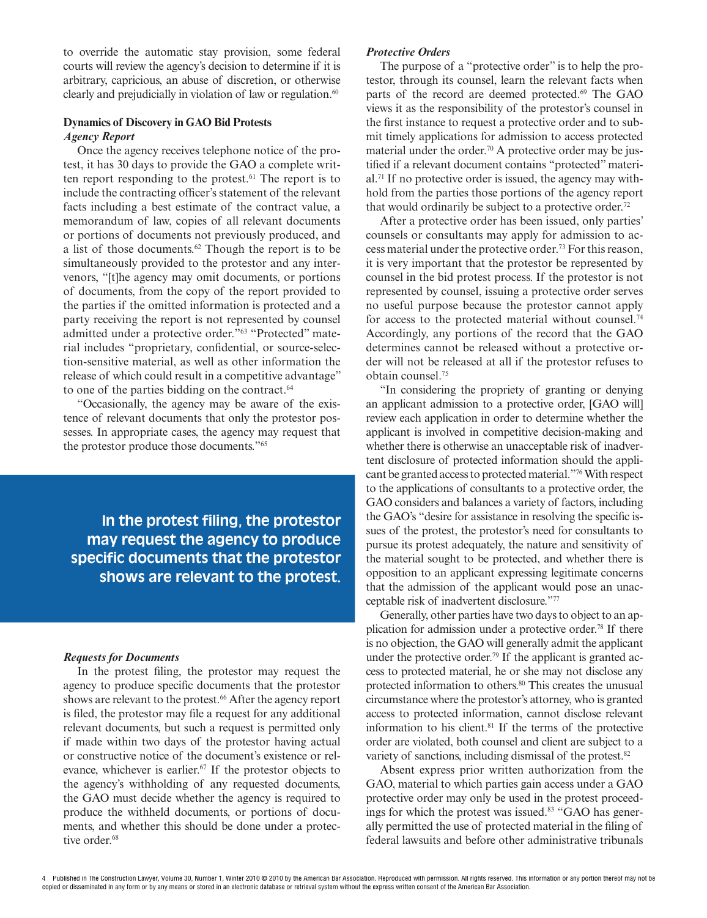to override the automatic stay provision, some federal courts will review the agency's decision to determine if it is arbitrary, capricious, an abuse of discretion, or otherwise clearly and prejudicially in violation of law or regulation.[60]

### Dynamics of Discovery in GAO Bid Protests

#### *Agency Report*

Once the agency receives telephone notice of the protest, it has 30 days to provide the GAO a complete written report responding to the protest.[61] The report is to include the contracting officer's statement of the relevant facts including a best estimate of the contract value, a memorandum of law, copies of all relevant documents or portions of documents not previously produced, and a list of those documents.[62] Though the report is to be simultaneously provided to the protestor and any intervenors, "[t]he agency may omit documents, or portions of documents, from the copy of the report provided to the parties if the omitted information is protected and a party receiving the report is not represented by counsel admitted under a protective order."[63] "Protected" material includes "proprietary, confidential, or source-selection-sensitive material, as well as other information the release of which could result in a competitive advantage" to one of the parties bidding on the contract.[64]

"Occasionally, the agency may be aware of the existence of relevant documents that only the protestor possesses. In appropriate cases, the agency may request that the protestor produce those documents."[65]

**In the protest filing, the protestor may request the agency to produce specific documents that the protestor shows are relevant to the protest.**

#### *Requests for Documents*

In the protest filing, the protestor may request the agency to produce specific documents that the protestor shows are relevant to the protest.[66] After the agency report is filed, the protestor may file a request for any additional relevant documents, but such a request is permitted only if made within two days of the protestor having actual or constructive notice of the document's existence or relevance, whichever is earlier.[67] If the protestor objects to the agency's withholding of any requested documents, the GAO must decide whether the agency is required to produce the withheld documents, or portions of documents, and whether this should be done under a protective order.[68]

#### *Protective Orders*

The purpose of a "protective order" is to help the protestor, through its counsel, learn the relevant facts when parts of the record are deemed protected.[69] The GAO views it as the responsibility of the protestor's counsel in the first instance to request a protective order and to submit timely applications for admission to access protected material under the order.[70] A protective order may be justified if a relevant document contains "protected" material.[71] If no protective order is issued, the agency may withhold from the parties those portions of the agency report that would ordinarily be subject to a protective order.[72]

After a protective order has been issued, only parties' counsels or consultants may apply for admission to access material under the protective order.[73] For this reason, it is very important that the protestor be represented by counsel in the bid protest process. If the protestor is not represented by counsel, issuing a protective order serves no useful purpose because the protestor cannot apply for access to the protected material without counsel.[74] Accordingly, any portions of the record that the GAO determines cannot be released without a protective order will not be released at all if the protestor refuses to obtain counsel.[75]

"In considering the propriety of granting or denying an applicant admission to a protective order, [GAO will] review each application in order to determine whether the applicant is involved in competitive decision-making and whether there is otherwise an unacceptable risk of inadvertent disclosure of protected information should the applicant be granted access to protected material."[76] With respect to the applications of consultants to a protective order, the GAO considers and balances a variety of factors, including the GAO's "desire for assistance in resolving the specific issues of the protest, the protestor's need for consultants to pursue its protest adequately, the nature and sensitivity of the material sought to be protected, and whether there is opposition to an applicant expressing legitimate concerns that the admission of the applicant would pose an unacceptable risk of inadvertent disclosure."[77]

Generally, other parties have two days to object to an application for admission under a protective order.[78] If there is no objection, the GAO will generally admit the applicant under the protective order.[79] If the applicant is granted access to protected material, he or she may not disclose any protected information to others.[80] This creates the unusual circumstance where the protestor's attorney, who is granted access to protected information, cannot disclose relevant information to his client.[81] If the terms of the protective order are violated, both counsel and client are subject to a variety of sanctions, including dismissal of the protest.[82]

Absent express prior written authorization from the GAO, material to which parties gain access under a GAO protective order may only be used in the protest proceedings for which the protest was issued.[83] "GAO has generally permitted the use of protected material in the filing of federal lawsuits and before other administrative tribunals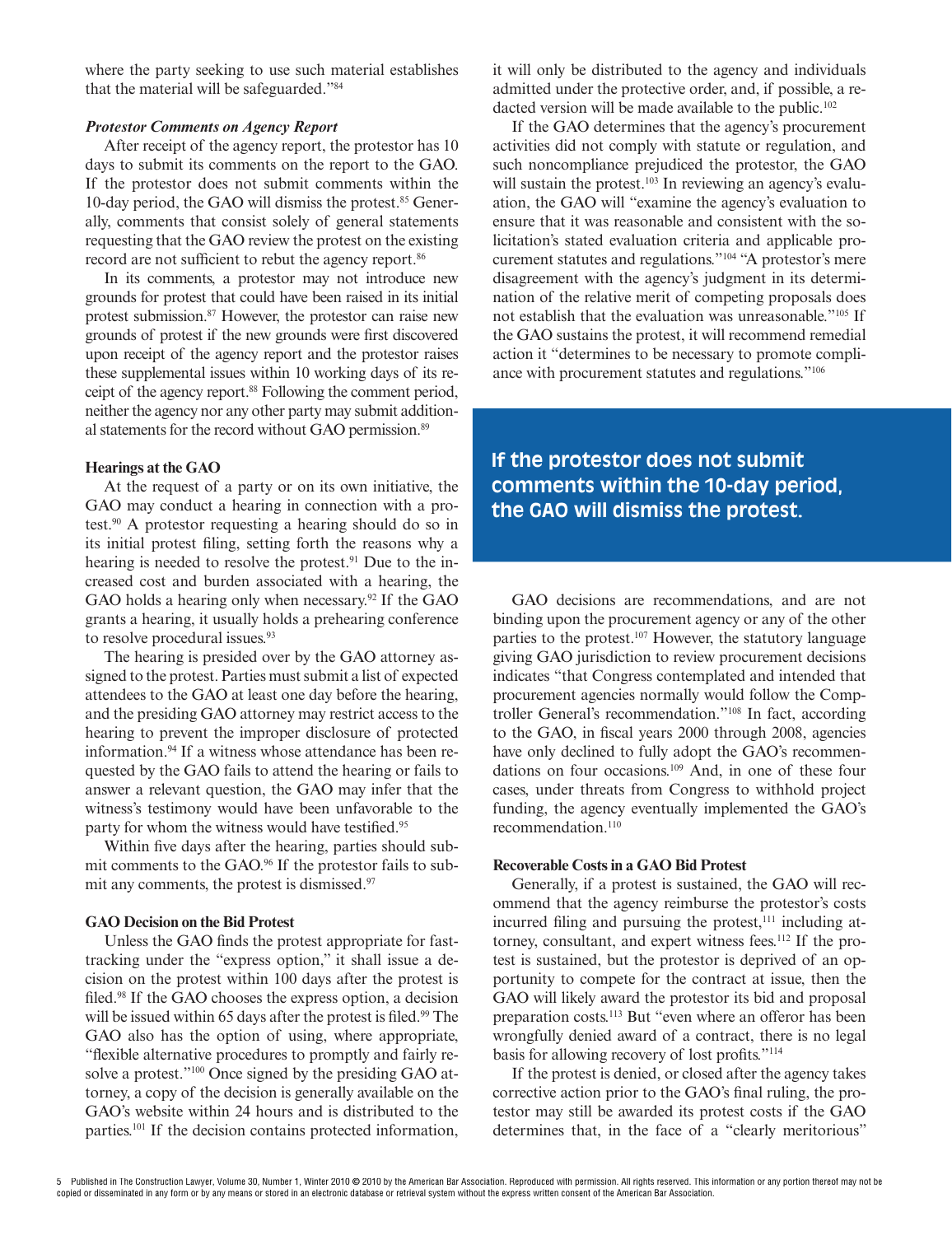where the party seeking to use such material establishes that the material will be safeguarded."[84]

### *Protestor Comments on Agency Report*

After receipt of the agency report, the protestor has 10 days to submit its comments on the report to the GAO. If the protestor does not submit comments within the 10-day period, the GAO will dismiss the protest.[85] Generally, comments that consist solely of general statements requesting that the GAO review the protest on the existing record are not sufficient to rebut the agency report.[86]

In its comments, a protestor may not introduce new grounds for protest that could have been raised in its initial protest submission.[87] However, the protestor can raise new grounds of protest if the new grounds were first discovered upon receipt of the agency report and the protestor raises these supplemental issues within 10 working days of its receipt of the agency report.[88] Following the comment period, neither the agency nor any other party may submit additional statements for the record without GAO permission.[89]

### Hearings at the GAO

At the request of a party or on its own initiative, the GAO may conduct a hearing in connection with a protest.[90] A protestor requesting a hearing should do so in its initial protest filing, setting forth the reasons why a hearing is needed to resolve the protest.[91] Due to the increased cost and burden associated with a hearing, the GAO holds a hearing only when necessary.[92] If the GAO grants a hearing, it usually holds a prehearing conference to resolve procedural issues.[93]

The hearing is presided over by the GAO attorney assigned to the protest. Parties must submit a list of expected attendees to the GAO at least one day before the hearing, and the presiding GAO attorney may restrict access to the hearing to prevent the improper disclosure of protected information.[94] If a witness whose attendance has been requested by the GAO fails to attend the hearing or fails to answer a relevant question, the GAO may infer that the witness's testimony would have been unfavorable to the party for whom the witness would have testified.[95]

Within five days after the hearing, parties should submit comments to the GAO.[96] If the protestor fails to submit any comments, the protest is dismissed.[97]

### GAO Decision on the Bid Protest

Unless the GAO finds the protest appropriate for fast-tracking under the "express option," it shall issue a decision on the protest within 100 days after the protest is filed.[98] If the GAO chooses the express option, a decision will be issued within 65 days after the protest is filed.[99] The GAO also has the option of using, where appropriate, "flexible alternative procedures to promptly and fairly resolve a protest."[100] Once signed by the presiding GAO attorney, a copy of the decision is generally available on the GAO's website within 24 hours and is distributed to the parties.[101] If the decision contains protected information, it will only be distributed to the agency and individuals admitted under the protective order, and, if possible, a redacted version will be made available to the public.[102]

If the GAO determines that the agency's procurement activities did not comply with statute or regulation, and such noncompliance prejudiced the protestor, the GAO will sustain the protest.[103] In reviewing an agency's evaluation, the GAO will "examine the agency's evaluation to ensure that it was reasonable and consistent with the solicitation's stated evaluation criteria and applicable procurement statutes and regulations."[104] "A protestor's mere disagreement with the agency's judgment in its determination of the relative merit of competing proposals does not establish that the evaluation was unreasonable."[105] If the GAO sustains the protest, it will recommend remedial action it "determines to be necessary to promote compliance with procurement statutes and regulations."[106]

**If the protestor does not submit comments within the 10-day period, the GAO will dismiss the protest.**

GAO decisions are recommendations, and are not binding upon the procurement agency or any of the other parties to the protest.[107] However, the statutory language giving GAO jurisdiction to review procurement decisions indicates "that Congress contemplated and intended that procurement agencies normally would follow the Comptroller General's recommendation."[108] In fact, according to the GAO, in fiscal years 2000 through 2008, agencies have only declined to fully adopt the GAO's recommendations on four occasions.[109] And, in one of these four cases, under threats from Congress to withhold project funding, the agency eventually implemented the GAO's recommendation.[110]

### Recoverable Costs in a GAO Bid Protest

Generally, if a protest is sustained, the GAO will recommend that the agency reimburse the protestor's costs incurred filing and pursuing the protest,[111] including attorney, consultant, and expert witness fees.[112] If the protest is sustained, but the protestor is deprived of an opportunity to compete for the contract at issue, then the GAO will likely award the protestor its bid and proposal preparation costs.[113] But "even where an offeror has been wrongfully denied award of a contract, there is no legal basis for allowing recovery of lost profits."[114]

If the protest is denied, or closed after the agency takes corrective action prior to the GAO's final ruling, the protestor may still be awarded its protest costs if the GAO determines that, in the face of a "clearly meritorious"

Published in The Construction Lawyer, Volume 30, Number 1, Winter 2010 © 2010 by the American Bar Association. Reproduced with permission. All rights reserved. This information or any portion thereof may not be copied or disseminated in any form or by any means or stored in an electronic database or retrieval system without the express written consent of the American Bar Association.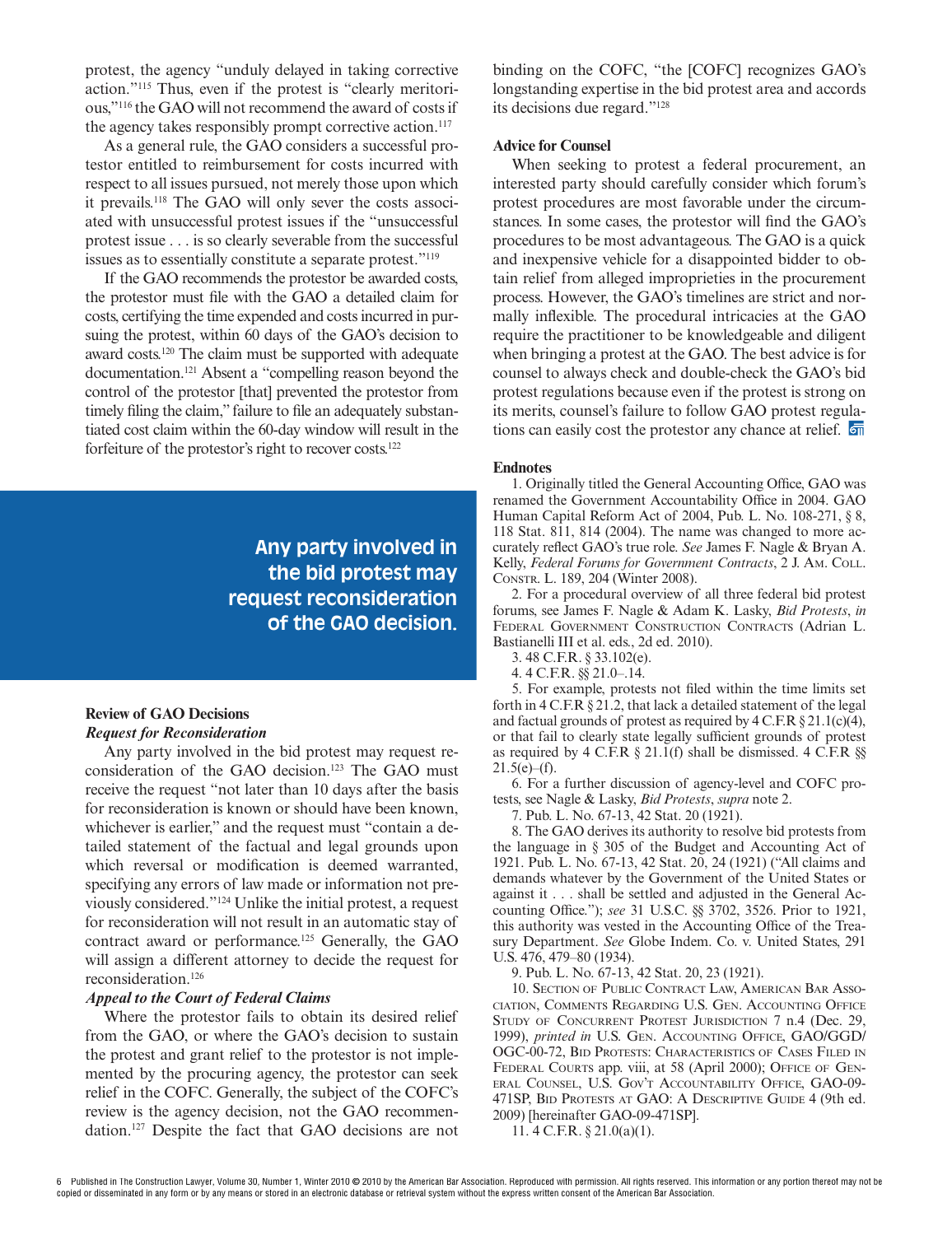protest, the agency "unduly delayed in taking corrective action."[115] Thus, even if the protest is "clearly meritorious,"[116] the GAO will not recommend the award of costs if the agency takes responsibly prompt corrective action.[117]

As a general rule, the GAO considers a successful protestor entitled to reimbursement for costs incurred with respect to all issues pursued, not merely those upon which it prevails.[118] The GAO will only sever the costs associated with unsuccessful protest issues if the "unsuccessful protest issue . . . is so clearly severable from the successful issues as to essentially constitute a separate protest."[119]

If the GAO recommends the protestor be awarded costs, the protestor must file with the GAO a detailed claim for costs, certifying the time expended and costs incurred in pursuing the protest, within 60 days of the GAO's decision to award costs.[120] The claim must be supported with adequate documentation.[121] Absent a "compelling reason beyond the control of the protestor [that] prevented the protestor from timely filing the claim," failure to file an adequately substantiated cost claim within the 60-day window will result in the forfeiture of the protestor's right to recover costs.[122]

**Any party involved in the bid protest may request reconsideration of the GAO decision.**

### Review of GAO Decisions

#### *Request for Reconsideration*

Any party involved in the bid protest may request reconsideration of the GAO decision.[123] The GAO must receive the request "not later than 10 days after the basis for reconsideration is known or should have been known, whichever is earlier," and the request must "contain a detailed statement of the factual and legal grounds upon which reversal or modification is deemed warranted, specifying any errors of law made or information not previously considered."[124] Unlike the initial protest, a request for reconsideration will not result in an automatic stay of contract award or performance.[125] Generally, the GAO will assign a different attorney to decide the request for reconsideration.[126]

#### *Appeal to the Court of Federal Claims*

Where the protestor fails to obtain its desired relief from the GAO, or where the GAO's decision to sustain the protest and grant relief to the protestor is not implemented by the procuring agency, the protestor can seek relief in the COFC. Generally, the subject of the COFC's review is the agency decision, not the GAO recommendation.[127] Despite the fact that GAO decisions are not binding on the COFC, "the [COFC] recognizes GAO's longstanding expertise in the bid protest area and accords its decisions due regard."[128]

### Advice for Counsel

When seeking to protest a federal procurement, an interested party should carefully consider which forum's protest procedures are most favorable under the circumstances. In some cases, the protestor will find the GAO's procedures to be most advantageous. The GAO is a quick and inexpensive vehicle for a disappointed bidder to obtain relief from alleged improprieties in the procurement process. However, the GAO's timelines are strict and normally inflexible. The procedural intricacies at the GAO require the practitioner to be knowledgeable and diligent when bringing a protest at the GAO. The best advice is for counsel to always check and double-check the GAO's bid protest regulations because even if the protest is strong on its merits, counsel's failure to follow GAO protest regulations can easily cost the protestor any chance at relief.

### Endnotes

1. Originally titled the General Accounting Office, GAO was renamed the Government Accountability Office in 2004. GAO Human Capital Reform Act of 2004, Pub. L. No. 108-271, § 8, 118 Stat. 811, 814 (2004). The name was changed to more accurately reflect GAO's true role. *See* James F. Nagle & Bryan A. Kelly, *Federal Forums for Government Contracts*, 2 J. Am. Coll. Constr. L. 189, 204 (Winter 2008).

2. For a procedural overview of all three federal bid protest forums, see James F. Nagle & Adam K. Lasky, *Bid Protests*, *in* Federal Government Construction Contracts (Adrian L. Bastianelli III et al. eds., 2d ed. 2010).

3. 48 C.F.R. § 33.102(e).

4. 4 C.F.R. §§ 21.0–.14.

5. For example, protests not filed within the time limits set forth in 4 C.F.R § 21.2, that lack a detailed statement of the legal and factual grounds of protest as required by 4 C.F.R § 21.1(c)(4), or that fail to clearly state legally sufficient grounds of protest as required by 4 C.F.R § 21.1(f) shall be dismissed. 4 C.F.R §§ 21.5(e)–(f).

6. For a further discussion of agency-level and COFC protests, see Nagle & Lasky, *Bid Protests*, *supra* note 2.

7. Pub. L. No. 67-13, 42 Stat. 20 (1921).

8. The GAO derives its authority to resolve bid protests from the language in § 305 of the Budget and Accounting Act of 1921. Pub. L. No. 67-13, 42 Stat. 20, 24 (1921) ("All claims and demands whatever by the Government of the United States or against it . . . shall be settled and adjusted in the General Accounting Office."); *see* 31 U.S.C. §§ 3702, 3526. Prior to 1921, this authority was vested in the Accounting Office of the Treasury Department. *See* Globe Indem. Co. v. United States, 291 U.S. 476, 479–80 (1934).

9. Pub. L. No. 67-13, 42 Stat. 20, 23 (1921).

10. Section of Public Contract Law, American Bar Association, Comments Regarding U.S. Gen. Accounting Office Study of Concurrent Protest Jurisdiction 7 n.4 (Dec. 29, 1999), *printed in* U.S. Gen. Accounting Office, GAO/GGD/OGC-00-72, Bid Protests: Characteristics of Cases Filed in Federal Courts app. viii, at 58 (April 2000); Office of General Counsel, U.S. Gov't Accountability Office, GAO-09-471SP, Bid Protests at GAO: A Descriptive Guide 4 (9th ed. 2009) [hereinafter GAO-09-471SP].

11. 4 C.F.R. § 21.0(a)(1).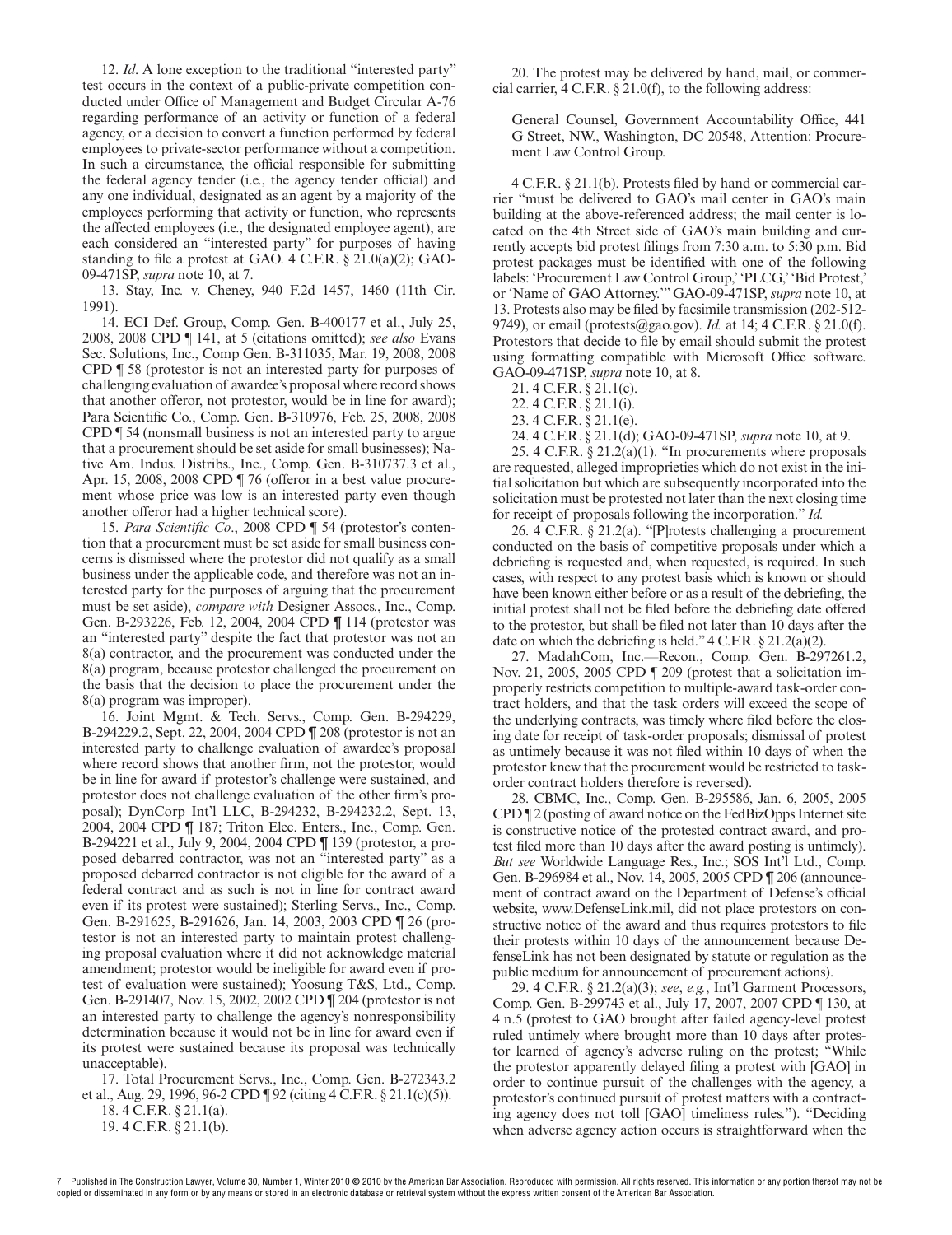12. *Id*. A lone exception to the traditional "interested party" test occurs in the context of a public-private competition conducted under Office of Management and Budget Circular A-76 regarding performance of an activity or function of a federal agency, or a decision to convert a function performed by federal employees to private-sector performance without a competition. In such a circumstance, the official responsible for submitting the federal agency tender (i.e., the agency tender official) and any one individual, designated as an agent by a majority of the employees performing that activity or function, who represents the affected employees (i.e., the designated employee agent), are each considered an "interested party" for purposes of having standing to file a protest at GAO. 4 C.F.R. § 21.0(a)(2); GAO-09-471SP, *supra* note 10, at 7.

13. Stay, Inc. v. Cheney, 940 F.2d 1457, 1460 (11th Cir. 1991).

14. ECI Def. Group, Comp. Gen. B-400177 et al., July 25, 2008, 2008 CPD ¶ 141, at 5 (citations omitted); *see also* Evans Sec. Solutions, Inc., Comp Gen. B-311035, Mar. 19, 2008, 2008 CPD ¶ 58 (protestor is not an interested party for purposes of challenging evaluation of awardee's proposal where record shows that another offeror, not protestor, would be in line for award); Para Scientific Co., Comp. Gen. B-310976, Feb. 25, 2008, 2008 CPD ¶ 54 (nonsmall business is not an interested party to argue that a procurement should be set aside for small businesses); Native Am. Indus. Distribs., Inc., Comp. Gen. B-310737.3 et al., Apr. 15, 2008, 2008 CPD ¶ 76 (offeror in a best value procurement whose price was low is an interested party even though another offeror had a higher technical score).

15. *Para Scientific Co*., 2008 CPD ¶ 54 (protestor's contention that a procurement must be set aside for small business concerns is dismissed where the protestor did not qualify as a small business under the applicable code, and therefore was not an interested party for the purposes of arguing that the procurement must be set aside), *compare with* Designer Assocs., Inc., Comp. Gen. B-293226, Feb. 12, 2004, 2004 CPD ¶ 114 (protestor was an "interested party" despite the fact that protestor was not an 8(a) contractor, and the procurement was conducted under the 8(a) program, because protestor challenged the procurement on the basis that the decision to place the procurement under the 8(a) program was improper).

16. Joint Mgmt. & Tech. Servs., Comp. Gen. B-294229, B-294229.2, Sept. 22, 2004, 2004 CPD ¶ 208 (protestor is not an interested party to challenge evaluation of awardee's proposal where record shows that another firm, not the protestor, would be in line for award if protestor's challenge were sustained, and protestor does not challenge evaluation of the other firm's proposal); DynCorp Int'l LLC, B-294232, B-294232.2, Sept. 13, 2004, 2004 CPD ¶ 187; Triton Elec. Enters., Inc., Comp. Gen. B-294221 et al., July 9, 2004, 2004 CPD ¶ 139 (protestor, a proposed debarred contractor, was not an "interested party" as a proposed debarred contractor is not eligible for the award of a federal contract and as such is not in line for contract award even if its protest were sustained); Sterling Servs., Inc., Comp. Gen. B-291625, B-291626, Jan. 14, 2003, 2003 CPD ¶ 26 (protestor is not an interested party to maintain protest challenging proposal evaluation where it did not acknowledge material amendment; protestor would be ineligible for award even if protest of evaluation were sustained); Yoosung T&S, Ltd., Comp. Gen. B-291407, Nov. 15, 2002, 2002 CPD ¶ 204 (protestor is not an interested party to challenge the agency's nonresponsibility determination because it would not be in line for award even if its protest were sustained because its proposal was technically unacceptable).

17. Total Procurement Servs., Inc., Comp. Gen. B-272343.2 et al., Aug. 29, 1996, 96-2 CPD ¶ 92 (citing 4 C.F.R. § 21.1(c)(5)).

18. 4 C.F.R. § 21.1(a).

19. 4 C.F.R. § 21.1(b).

20. The protest may be delivered by hand, mail, or commercial carrier, 4 C.F.R. § 21.0(f), to the following address:

> General Counsel, Government Accountability Office, 441 G Street, NW., Washington, DC 20548, Attention: Procurement Law Control Group.

4 C.F.R. § 21.1(b). Protests filed by hand or commercial carrier "must be delivered to GAO's mail center in GAO's main building at the above-referenced address; the mail center is located on the 4th Street side of GAO's main building and currently accepts bid protest filings from 7:30 a.m. to 5:30 p.m. Bid protest packages must be identified with one of the following labels: 'Procurement Law Control Group,' 'PLCG,' 'Bid Protest,' or 'Name of GAO Attorney.'" GAO-09-471SP, *supra* note 10, at 13. Protests also may be filed by facsimile transmission (202-512-9749), or email (protests@gao.gov). *Id.* at 14; 4 C.F.R. § 21.0(f). Protestors that decide to file by email should submit the protest using formatting compatible with Microsoft Office software. GAO-09-471SP, *supra* note 10, at 8.

21. 4 C.F.R. § 21.1(c).

22. 4 C.F.R. § 21.1(i).

23. 4 C.F.R. § 21.1(e).

24. 4 C.F.R. § 21.1(d); GAO-09-471SP, *supra* note 10, at 9.

25. 4 C.F.R. § 21.2(a)(1). "In procurements where proposals are requested, alleged improprieties which do not exist in the initial solicitation but which are subsequently incorporated into the solicitation must be protested not later than the next closing time for receipt of proposals following the incorporation." *Id.*

26. 4 C.F.R. § 21.2(a). "[P]rotests challenging a procurement conducted on the basis of competitive proposals under which a debriefing is requested and, when requested, is required. In such cases, with respect to any protest basis which is known or should have been known either before or as a result of the debriefing, the initial protest shall not be filed before the debriefing date offered to the protestor, but shall be filed not later than 10 days after the date on which the debriefing is held." 4 C.F.R. § 21.2(a)(2).

27. MadahCom, Inc.—Recon., Comp. Gen. B-297261.2, Nov. 21, 2005, 2005 CPD ¶ 209 (protest that a solicitation improperly restricts competition to multiple-award task-order contract holders, and that the task orders will exceed the scope of the underlying contracts, was timely where filed before the closing date for receipt of task-order proposals; dismissal of protest as untimely because it was not filed within 10 days of when the protestor knew that the procurement would be restricted to task-order contract holders therefore is reversed).

28. CBMC, Inc., Comp. Gen. B-295586, Jan. 6, 2005, 2005 CPD ¶ 2 (posting of award notice on the FedBizOpps Internet site is constructive notice of the protested contract award, and protest filed more than 10 days after the award posting is untimely). *But see* Worldwide Language Res., Inc.; SOS Int'l Ltd., Comp. Gen. B-296984 et al., Nov. 14, 2005, 2005 CPD ¶ 206 (announcement of contract award on the Department of Defense's official website, www.DefenseLink.mil, did not place protestors on constructive notice of the award and thus requires protestors to file their protests within 10 days of the announcement because DefenseLink has not been designated by statute or regulation as the public medium for announcement of procurement actions).

29. 4 C.F.R. § 21.2(a)(3); *see*, *e.g.*, Int'l Garment Processors, Comp. Gen. B-299743 et al., July 17, 2007, 2007 CPD ¶ 130, at 4 n.5 (protest to GAO brought after failed agency-level protest ruled untimely where brought more than 10 days after protestor learned of agency's adverse ruling on the protest; "While the protestor apparently delayed filing a protest with [GAO] in order to continue pursuit of the challenges with the agency, a protestor's continued pursuit of protest matters with a contracting agency does not toll [GAO] timeliness rules."). "Deciding when adverse agency action occurs is straightforward when the

7 Published in The Construction Lawyer, Volume 30, Number 1, Winter 2010 © 2010 by the American Bar Association. Reproduced with permission. All rights reserved. This information or any portion thereof may not be copied or disseminated in any form or by any means or stored in an electronic database or retrieval system without the express written consent of the American Bar Association.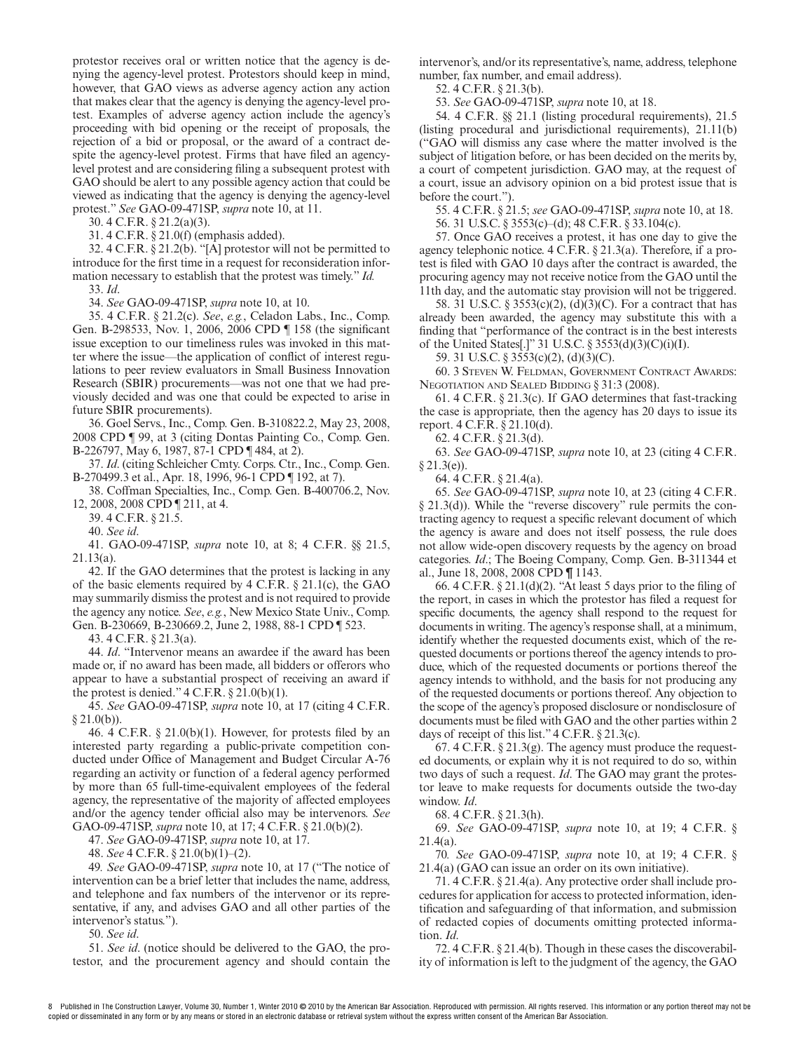protestor receives oral or written notice that the agency is denying the agency-level protest. Protestors should keep in mind, however, that GAO views as adverse agency action any action that makes clear that the agency is denying the agency-level protest. Examples of adverse agency action include the agency's proceeding with bid opening or the receipt of proposals, the rejection of a bid or proposal, or the award of a contract despite the agency-level protest. Firms that have filed an agency-level protest and are considering filing a subsequent protest with GAO should be alert to any possible agency action that could be viewed as indicating that the agency is denying the agency-level protest." *See* GAO-09-471SP, *supra* note 10, at 11.

30. 4 C.F.R. § 21.2(a)(3).

31. 4 C.F.R. § 21.0(f) (emphasis added).

32. 4 C.F.R. § 21.2(b). "[A] protestor will not be permitted to introduce for the first time in a request for reconsideration information necessary to establish that the protest was timely." *Id.*

33. *Id*.

34. *See* GAO-09-471SP, *supra* note 10, at 10.

35. 4 C.F.R. § 21.2(c). *See*, *e.g.*, Celadon Labs., Inc., Comp. Gen. B-298533, Nov. 1, 2006, 2006 CPD ¶ 158 (the significant issue exception to our timeliness rules was invoked in this matter where the issue—the application of conflict of interest regulations to peer review evaluators in Small Business Innovation Research (SBIR) procurements—was not one that we had previously decided and was one that could be expected to arise in future SBIR procurements).

36. Goel Servs., Inc., Comp. Gen. B-310822.2, May 23, 2008, 2008 CPD ¶ 99, at 3 (citing Dontas Painting Co., Comp. Gen. B-226797, May 6, 1987, 87-1 CPD ¶ 484, at 2).

37. *Id*. (citing Schleicher Cmty. Corps. Ctr., Inc., Comp. Gen. B-270499.3 et al., Apr. 18, 1996, 96-1 CPD ¶ 192, at 7).

38. Coffman Specialties, Inc., Comp. Gen. B-400706.2, Nov. 12, 2008, 2008 CPD ¶ 211, at 4.

39. 4 C.F.R. § 21.5.

40. *See id*.

41. GAO-09-471SP, *supra* note 10, at 8; 4 C.F.R. §§ 21.5, 21.13(a).

42. If the GAO determines that the protest is lacking in any of the basic elements required by 4 C.F.R. § 21.1(c), the GAO may summarily dismiss the protest and is not required to provide the agency any notice. *See*, *e.g.*, New Mexico State Univ., Comp. Gen. B-230669, B-230669.2, June 2, 1988, 88-1 CPD ¶ 523.

43. 4 C.F.R. § 21.3(a).

44. *Id*. "Intervenor means an awardee if the award has been made or, if no award has been made, all bidders or offerors who appear to have a substantial prospect of receiving an award if the protest is denied." 4 C.F.R. § 21.0(b)(1).

45. *See* GAO-09-471SP, *supra* note 10, at 17 (citing 4 C.F.R. § 21.0(b)).

46. 4 C.F.R. § 21.0(b)(1). However, for protests filed by an interested party regarding a public-private competition conducted under Office of Management and Budget Circular A-76 regarding an activity or function of a federal agency performed by more than 65 full-time-equivalent employees of the federal agency, the representative of the majority of affected employees and/or the agency tender official also may be intervenors. *See* GAO-09-471SP, *supra* note 10, at 17; 4 C.F.R. § 21.0(b)(2).

47. *See* GAO-09-471SP, *supra* note 10, at 17.

48. *See* 4 C.F.R. § 21.0(b)(1)–(2).

49. *See* GAO-09-471SP, *supra* note 10, at 17 ("The notice of intervention can be a brief letter that includes the name, address, and telephone and fax numbers of the intervenor or its representative, if any, and advises GAO and all other parties of the intervenor's status.").

50. *See id*.

51. *See id*. (notice should be delivered to the GAO, the protestor, and the procurement agency and should contain the intervenor's, and/or its representative's, name, address, telephone number, fax number, and email address).

52. 4 C.F.R. § 21.3(b).

53. *See* GAO-09-471SP, *supra* note 10, at 18.

54. 4 C.F.R. §§ 21.1 (listing procedural requirements), 21.5 (listing procedural and jurisdictional requirements), 21.11(b) ("GAO will dismiss any case where the matter involved is the subject of litigation before, or has been decided on the merits by, a court of competent jurisdiction. GAO may, at the request of a court, issue an advisory opinion on a bid protest issue that is before the court.").

55. 4 C.F.R. § 21.5; *see* GAO-09-471SP, *supra* note 10, at 18.

56. 31 U.S.C. § 3553(c)–(d); 48 C.F.R. § 33.104(c).

57. Once GAO receives a protest, it has one day to give the agency telephonic notice. 4 C.F.R. § 21.3(a). Therefore, if a protest is filed with GAO 10 days after the contract is awarded, the procuring agency may not receive notice from the GAO until the 11th day, and the automatic stay provision will not be triggered.

58. 31 U.S.C. § 3553(c)(2), (d)(3)(C). For a contract that has already been awarded, the agency may substitute this with a finding that "performance of the contract is in the best interests of the United States[.]" 31 U.S.C. § 3553(d)(3)(C)(i)(I).

59. 31 U.S.C. § 3553(c)(2), (d)(3)(C).

60. 3 Steven W. Feldman, Government Contract Awards: Negotiation and Sealed Bidding § 31:3 (2008).

61. 4 C.F.R. § 21.3(c). If GAO determines that fast-tracking the case is appropriate, then the agency has 20 days to issue its report. 4 C.F.R. § 21.10(d).

62. 4 C.F.R. § 21.3(d).

63. *See* GAO-09-471SP, *supra* note 10, at 23 (citing 4 C.F.R. § 21.3(e)).

64. 4 C.F.R. § 21.4(a).

65. *See* GAO-09-471SP, *supra* note 10, at 23 (citing 4 C.F.R. § 21.3(d)). While the "reverse discovery" rule permits the contracting agency to request a specific relevant document of which the agency is aware and does not itself possess, the rule does not allow wide-open discovery requests by the agency on broad categories. *Id*.; The Boeing Company, Comp. Gen. B-311344 et al., June 18, 2008, 2008 CPD ¶ 1143.

66. 4 C.F.R. § 21.1(d)(2). "At least 5 days prior to the filing of the report, in cases in which the protestor has filed a request for specific documents, the agency shall respond to the request for documents in writing. The agency's response shall, at a minimum, identify whether the requested documents exist, which of the requested documents or portions thereof the agency intends to produce, which of the requested documents or portions thereof the agency intends to withhold, and the basis for not producing any of the requested documents or portions thereof. Any objection to the scope of the agency's proposed disclosure or nondisclosure of documents must be filed with GAO and the other parties within 2 days of receipt of this list." 4 C.F.R. § 21.3(c).

67. 4 C.F.R. § 21.3(g). The agency must produce the requested documents, or explain why it is not required to do so, within two days of such a request. *Id*. The GAO may grant the protestor leave to make requests for documents outside the two-day window. *Id*.

68. 4 C.F.R. § 21.3(h).

69. *See* GAO-09-471SP, *supra* note 10, at 19; 4 C.F.R. § 21.4(a).

70. *See* GAO-09-471SP, *supra* note 10, at 19; 4 C.F.R. § 21.4(a) (GAO can issue an order on its own initiative).

71. 4 C.F.R. § 21.4(a). Any protective order shall include procedures for application for access to protected information, identification and safeguarding of that information, and submission of redacted copies of documents omitting protected information. *Id*.

72. 4 C.F.R. § 21.4(b). Though in these cases the discoverability of information is left to the judgment of the agency, the GAO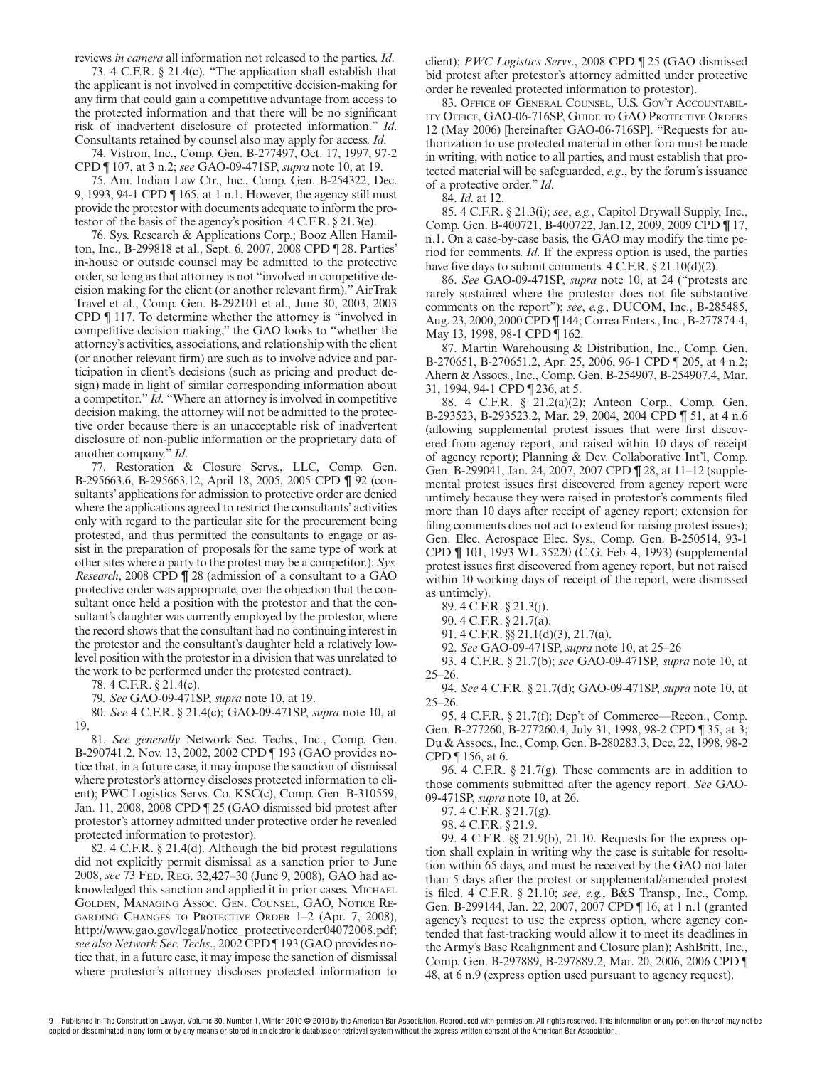reviews *in camera* all information not released to the parties. *Id*.

73. 4 C.F.R. § 21.4(c). "The application shall establish that the applicant is not involved in competitive decision-making for any firm that could gain a competitive advantage from access to the protected information and that there will be no significant risk of inadvertent disclosure of protected information." *Id*. Consultants retained by counsel also may apply for access. *Id*.

74. Vistron, Inc., Comp. Gen. B-277497, Oct. 17, 1997, 97-2 CPD ¶ 107, at 3 n.2; *see* GAO-09-471SP, *supra* note 10, at 19.

75. Am. Indian Law Ctr., Inc., Comp. Gen. B-254322, Dec. 9, 1993, 94-1 CPD ¶ 165, at 1 n.1. However, the agency still must provide the protestor with documents adequate to inform the protestor of the basis of the agency's position. 4 C.F.R. § 21.3(e).

76. Sys. Research & Applications Corp.; Booz Allen Hamilton, Inc., B-299818 et al., Sept. 6, 2007, 2008 CPD ¶ 28. Parties' in-house or outside counsel may be admitted to the protective order, so long as that attorney is not "involved in competitive decision making for the client (or another relevant firm)." AirTrak Travel et al., Comp. Gen. B-292101 et al., June 30, 2003, 2003 CPD ¶ 117. To determine whether the attorney is "involved in competitive decision making," the GAO looks to "whether the attorney's activities, associations, and relationship with the client (or another relevant firm) are such as to involve advice and participation in client's decisions (such as pricing and product design) made in light of similar corresponding information about a competitor." *Id*. "Where an attorney is involved in competitive decision making, the attorney will not be admitted to the protective order because there is an unacceptable risk of inadvertent disclosure of non-public information or the proprietary data of another company." *Id*.

77. Restoration & Closure Servs., LLC, Comp. Gen. B-295663.6, B-295663.12, April 18, 2005, 2005 CPD ¶ 92 (consultants' applications for admission to protective order are denied where the applications agreed to restrict the consultants' activities only with regard to the particular site for the procurement being protested, and thus permitted the consultants to engage or assist in the preparation of proposals for the same type of work at other sites where a party to the protest may be a competitor.); *Sys. Research*, 2008 CPD ¶ 28 (admission of a consultant to a GAO protective order was appropriate, over the objection that the consultant once held a position with the protestor and that the consultant's daughter was currently employed by the protestor, where the record shows that the consultant had no continuing interest in the protestor and the consultant's daughter held a relatively low-level position with the protestor in a division that was unrelated to the work to be performed under the protested contract).

78. 4 C.F.R. § 21.4(c).

79. *See* GAO-09-471SP, *supra* note 10, at 19.

80. *See* 4 C.F.R. § 21.4(c); GAO-09-471SP, *supra* note 10, at 19.

81. *See generally* Network Sec. Techs., Inc., Comp. Gen. B-290741.2, Nov. 13, 2002, 2002 CPD ¶ 193 (GAO provides notice that, in a future case, it may impose the sanction of dismissal where protestor's attorney discloses protected information to client); PWC Logistics Servs. Co. KSC(c), Comp. Gen. B-310559, Jan. 11, 2008, 2008 CPD ¶ 25 (GAO dismissed bid protest after protestor's attorney admitted under protective order he revealed protected information to protestor).

82. 4 C.F.R. § 21.4(d). Although the bid protest regulations did not explicitly permit dismissal as a sanction prior to June 2008, *see* 73 Fed. Reg. 32,427–30 (June 9, 2008), GAO had acknowledged this sanction and applied it in prior cases. Michael Golden, Managing Assoc. Gen. Counsel, GAO, Notice Regarding Changes to Protective Order 1–2 (Apr. 7, 2008), http://www.gao.gov/legal/notice_protectiveorder04072008.pdf; *see also Network Sec. Techs*., 2002 CPD ¶ 193 (GAO provides notice that, in a future case, it may impose the sanction of dismissal where protestor's attorney discloses protected information to client); *PWC Logistics Servs*., 2008 CPD ¶ 25 (GAO dismissed bid protest after protestor's attorney admitted under protective order he revealed protected information to protestor).

83. Office of General Counsel, U.S. Gov't Accountability Office, GAO-06-716SP, Guide to GAO Protective Orders 12 (May 2006) [hereinafter GAO-06-716SP]. "Requests for authorization to use protected material in other fora must be made in writing, with notice to all parties, and must establish that protected material will be safeguarded, *e.g*., by the forum's issuance of a protective order." *Id*.

84. *Id*. at 12.

85. 4 C.F.R. § 21.3(i); *see*, *e.g.*, Capitol Drywall Supply, Inc., Comp. Gen. B-400721, B-400722, Jan.12, 2009, 2009 CPD ¶ 17, n.1. On a case-by-case basis, the GAO may modify the time period for comments. *Id*. If the express option is used, the parties have five days to submit comments. 4 C.F.R. § 21.10(d)(2).

86. *See* GAO-09-471SP, *supra* note 10, at 24 ("protests are rarely sustained where the protestor does not file substantive comments on the report"); *see*, *e.g.*, DUCOM, Inc., B-285485, Aug. 23, 2000, 2000 CPD ¶ 144; Correa Enters., Inc., B-277874.4, May 13, 1998, 98-1 CPD ¶ 162.

87. Martin Warehousing & Distribution, Inc., Comp. Gen. B-270651, B-270651.2, Apr. 25, 2006, 96-1 CPD ¶ 205, at 4 n.2; Ahern & Assocs., Inc., Comp. Gen. B-254907, B-254907.4, Mar. 31, 1994, 94-1 CPD ¶ 236, at 5.

88. 4 C.F.R. § 21.2(a)(2); Anteon Corp., Comp. Gen. B-293523, B-293523.2, Mar. 29, 2004, 2004 CPD ¶ 51, at 4 n.6 (allowing supplemental protest issues that were first discovered from agency report, and raised within 10 days of receipt of agency report); Planning & Dev. Collaborative Int'l, Comp. Gen. B-299041, Jan. 24, 2007, 2007 CPD ¶ 28, at 11–12 (supplemental protest issues first discovered from agency report were untimely because they were raised in protestor's comments filed more than 10 days after receipt of agency report; extension for filing comments does not act to extend for raising protest issues); Gen. Elec. Aerospace Elec. Sys., Comp. Gen. B-250514, 93-1 CPD ¶ 101, 1993 WL 35220 (C.G. Feb. 4, 1993) (supplemental protest issues first discovered from agency report, but not raised within 10 working days of receipt of the report, were dismissed as untimely).

89. 4 C.F.R. § 21.3(j).

90. 4 C.F.R. § 21.7(a).

91. 4 C.F.R. §§ 21.1(d)(3), 21.7(a).

92. *See* GAO-09-471SP, *supra* note 10, at 25–26

93. 4 C.F.R. § 21.7(b); *see* GAO-09-471SP, *supra* note 10, at 25–26.

94. *See* 4 C.F.R. § 21.7(d); GAO-09-471SP, *supra* note 10, at 25–26.

95. 4 C.F.R. § 21.7(f); Dep't of Commerce—Recon., Comp. Gen. B-277260, B-277260.4, July 31, 1998, 98-2 CPD ¶ 35, at 3; Du & Assocs., Inc., Comp. Gen. B-280283.3, Dec. 22, 1998, 98-2 CPD ¶ 156, at 6.

96. 4 C.F.R. § 21.7(g). These comments are in addition to those comments submitted after the agency report. *See* GAO-09-471SP, *supra* note 10, at 26.

97. 4 C.F.R. § 21.7(g).

98. 4 C.F.R. § 21.9.

99. 4 C.F.R. §§ 21.9(b), 21.10. Requests for the express option shall explain in writing why the case is suitable for resolution within 65 days, and must be received by the GAO not later than 5 days after the protest or supplemental/amended protest is filed. 4 C.F.R. § 21.10; *see*, *e.g.*, B&S Transp., Inc., Comp. Gen. B-299144, Jan. 22, 2007, 2007 CPD ¶ 16, at 1 n.1 (granted agency's request to use the express option, where agency contended that fast-tracking would allow it to meet its deadlines in the Army's Base Realignment and Closure plan); AshBritt, Inc., Comp. Gen. B-297889, B-297889.2, Mar. 20, 2006, 2006 CPD ¶ 48, at 6 n.9 (express option used pursuant to agency request).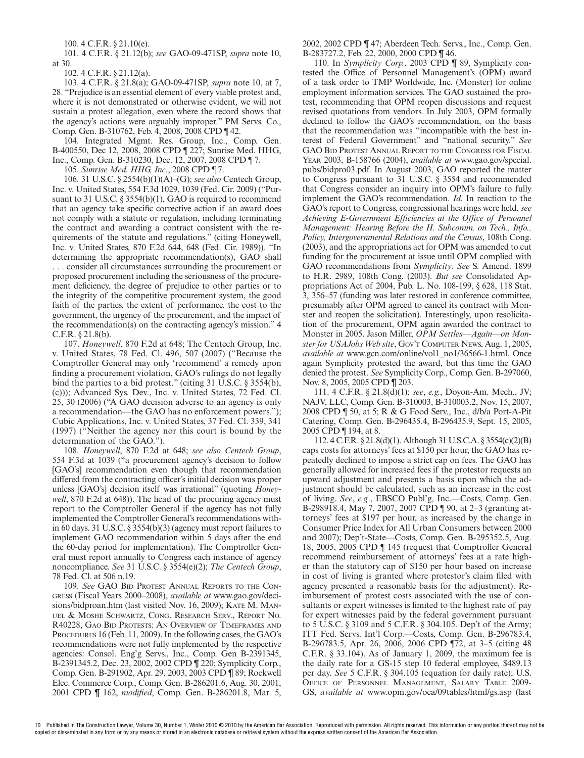100. 4 C.F.R. § 21.10(e).

101. 4 C.F.R. § 21.12(b); *see* GAO-09-471SP, *supra* note 10, at 30.

102. 4 C.F.R. § 21.12(a).

103. 4 C.F.R. § 21.8(a); GAO-09-471SP, *supra* note 10, at 7, 28. "Prejudice is an essential element of every viable protest and, where it is not demonstrated or otherwise evident, we will not sustain a protest allegation, even where the record shows that the agency's actions were arguably improper." PM Servs. Co., Comp. Gen. B-310762, Feb. 4, 2008, 2008 CPD ¶ 42.

104. Integrated Mgmt. Res. Group, Inc., Comp. Gen. B-400550, Dec 12, 2008, 2008 CPD ¶ 227; Sunrise Med. HHG, Inc., Comp. Gen. B-310230, Dec. 12, 2007, 2008 CPD ¶ 7.

105. *Sunrise Med. HHG, Inc*., 2008 CPD ¶ 7.

106. 31 U.S.C. § 2554(b)(1)(A)–(G); *see also* Centech Group, Inc. v. United States, 554 F.3d 1029, 1039 (Fed. Cir. 2009) ("Pursuant to 31 U.S.C. § 3554(b)(1), GAO is required to recommend that an agency take specific corrective action if an award does not comply with a statute or regulation, including terminating the contract and awarding a contract consistent with the requirements of the statute and regulations." (citing Honeywell, Inc. v. United States, 870 F.2d 644, 648 (Fed. Cir. 1989)). "In determining the appropriate recommendation(s), GAO shall . . . consider all circumstances surrounding the procurement or proposed procurement including the seriousness of the procurement deficiency, the degree of prejudice to other parties or to the integrity of the competitive procurement system, the good faith of the parties, the extent of performance, the cost to the government, the urgency of the procurement, and the impact of the recommendation(s) on the contracting agency's mission." 4 C.F.R. § 21.8(b).

107. *Honeywell*, 870 F.2d at 648; The Centech Group, Inc. v. United States, 78 Fed. Cl. 496, 507 (2007) ("Because the Comptroller General may only 'recommend' a remedy upon finding a procurement violation, GAO's rulings do not legally bind the parties to a bid protest." (citing 31 U.S.C. § 3554(b), (c))); Advanced Sys. Dev., Inc. v. United States, 72 Fed. Cl. 25, 30 (2006) ("A GAO decision adverse to an agency is only a recommendation—the GAO has no enforcement powers."); Cubic Applications, Inc. v. United States, 37 Fed. Cl. 339, 341 (1997) ("Neither the agency nor this court is bound by the determination of the GAO.").

108. *Honeywell*, 870 F.2d at 648; *see also Centech Group*, 554 F.3d at 1039 ("a procurement agency's decision to follow [GAO's] recommendation even though that recommendation differed from the contracting officer's initial decision was proper unless [GAO's] decision itself was irrational" (quoting *Honeywell*, 870 F.2d at 648)). The head of the procuring agency must report to the Comptroller General if the agency has not fully implemented the Comptroller General's recommendations within 60 days. 31 U.S.C. § 3554(b)(3) (agency must report failures to implement GAO recommendation within 5 days after the end the 60-day period for implementation). The Comptroller General must report annually to Congress each instance of agency noncompliance. *See* 31 U.S.C. § 3554(e)(2); *The Centech Group*, 78 Fed. Cl. at 506 n.19.

109. *See* GAO Bid Protest Annual Reports to the Congress (Fiscal Years 2000–2008), *available at* www.gao.gov/decisions/bidproan.htm (last visited Nov. 16, 2009); Kate M. Manuel & Moshe Schwartz, Cong. Research Serv., Report No. R40228, Gao Bid Protests: An Overview of Timeframes and Procedures 16 (Feb. 11, 2009). In the following cases, the GAO's recommendations were not fully implemented by the respective agencies: Consol. Eng'g Servs., Inc., Comp. Gen B-2391345, B-2391345.2, Dec. 23, 2002, 2002 CPD ¶ 220; Symplicity Corp., Comp. Gen. B-291902, Apr. 29, 2003, 2003 CPD ¶ 89; Rockwell Elec. Commerce Corp., Comp. Gen. B-286201.6, Aug. 30, 2001, 2001 CPD ¶ 162, *modified*, Comp. Gen. B-286201.8, Mar. 5, 2002, 2002 CPD ¶ 47; Aberdeen Tech. Servs., Inc., Comp. Gen. B-283727.2, Feb. 22, 2000, 2000 CPD ¶ 46.

110. In *Symplicity Corp.*, 2003 CPD ¶ 89, Symplicity contested the Office of Personnel Management's (OPM) award of a task order to TMP Worldwide, Inc. (Monster) for online employment information services. The GAO sustained the protest, recommending that OPM reopen discussions and request revised quotations from vendors. In July 2003, OPM formally declined to follow the GAO's recommendation, on the basis that the recommendation was "incompatible with the best interest of Federal Government" and "national security." *See* GAO Bid Protest Annual Report to the Congress for Fiscal Year 2003, B-158766 (2004), *available at* www.gao.gov/special.pubs/bidpro03.pdf. In August 2003, GAO reported the matter to Congress pursuant to 31 U.S.C. § 3554 and recommended that Congress consider an inquiry into OPM's failure to fully implement the GAO's recommendation. *Id*. In reaction to the GAO's report to Congress, congressional hearings were held, *see Achieving E-Government Efficiencies at the Office of Personnel Management: Hearing Before the H. Subcomm. on Tech., Info., Policy, Intergovernmental Relations and the Census*, 108th Cong. (2003), and the appropriations act for OPM was amended to cut funding for the procurement at issue until OPM complied with GAO recommendations from *Symplicity*. *See* S. Amend. 1899 to H.R. 2989, 108th Cong. (2003). *But see* Consolidated Appropriations Act of 2004, Pub. L. No. 108-199, § 628, 118 Stat. 3, 356–57 (funding was later restored in conference committee, presumably after OPM agreed to cancel its contract with Monster and reopen the solicitation). Interestingly, upon resolicitation of the procurement, OPM again awarded the contract to Monster in 2005. Jason Miller, *OPM Settles—Again—on Monster for USAJobs Web site*, Gov't Computer News, Aug. 1, 2005, *available at* www.gcn.com/online/vol1_no1/36566-1.html. Once again Symplicity protested the award, but this time the GAO denied the protest. *See* Symplicity Corp., Comp. Gen. B-297060, Nov. 8, 2005, 2005 CPD ¶ 203.

111. 4 C.F.R. § 21.8(d)(1); *see*, *e.g.*, Doyon-Am. Mech., JV; NAJV, LLC, Comp. Gen. B-310003, B-310003.2, Nov. 15, 2007, 2008 CPD ¶ 50, at 5; R & G Food Serv., Inc., d/b/a Port-A-Pit Catering, Comp. Gen. B-296435.4, B-296435.9, Sept. 15, 2005, 2005 CPD ¶ 194, at 8.

112. 4 C.F.R. § 21.8(d)(1). Although 31 U.S.C.A. § 3554(c)(2)(B) caps costs for attorneys' fees at $150 per hour, the GAO has repeatedly declined to impose a strict cap on fees. The GAO has generally allowed for increased fees if the protestor requests an upward adjustment and presents a basis upon which the adjustment should be calculated, such as an increase in the cost of living. *See*, *e.g.*, EBSCO Publ'g, Inc.—Costs, Comp. Gen. B-298918.4, May 7, 2007, 2007 CPD ¶ 90, at 2–3 (granting attorneys' fees at $197 per hour, as increased by the change in Consumer Price Index for All Urban Consumers between 2000 and 2007); Dep't-State—Costs, Comp. Gen. B-295352.5, Aug. 18, 2005, 2005 CPD ¶ 145 (request that Comptroller General recommend reimbursement of attorneys' fees at a rate higher than the statutory cap of $150 per hour based on increase in cost of living is granted where protestor's claim filed with agency presented a reasonable basis for the adjustment). Reimbursement of protest costs associated with the use of consultants or expert witnesses is limited to the highest rate of pay for expert witnesses paid by the federal government pursuant to 5 U.S.C. § 3109 and 5 C.F.R. § 304.105. Dep't of the Army; ITT Fed. Servs. Int'l Corp.—Costs, Comp. Gen. B-296783.4, B-296783.5, Apr. 26, 2006, 2006 CPD ¶72, at 3–5 (citing 48 C.F.R. § 33.104). As of January 1, 2009, the maximum fee is the daily rate for a GS-15 step 10 federal employee, $489.13 per day. *See* 5 C.F.R. § 304.105 (equation for daily rate); U.S. Office of Personnel Management, Salary Table 2009-GS, *available at* www.opm.gov/oca/09tables/html/gs.asp (last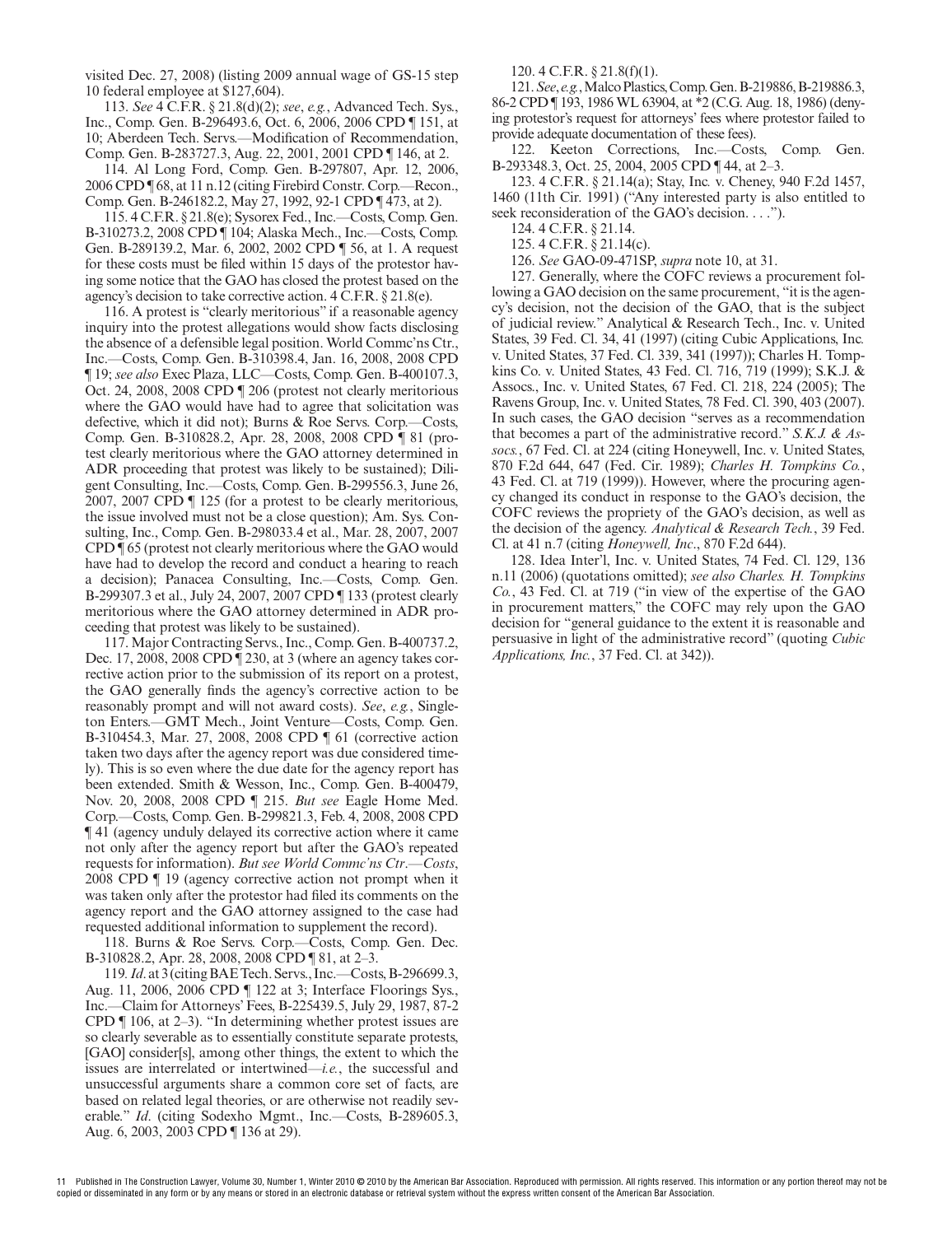visited Dec. 27, 2008) (listing 2009 annual wage of GS-15 step 10 federal employee at $127,604).

113. *See* 4 C.F.R. § 21.8(d)(2); *see*, *e.g.*, Advanced Tech. Sys., Inc., Comp. Gen. B-296493.6, Oct. 6, 2006, 2006 CPD ¶ 151, at 10; Aberdeen Tech. Servs.—Modification of Recommendation, Comp. Gen. B-283727.3, Aug. 22, 2001, 2001 CPD ¶ 146, at 2.

114. Al Long Ford, Comp. Gen. B-297807, Apr. 12, 2006, 2006 CPD ¶ 68, at 11 n.12 (citing Firebird Constr. Corp.—Recon., Comp. Gen. B-246182.2, May 27, 1992, 92-1 CPD ¶ 473, at 2).

115. 4 C.F.R. § 21.8(e); Sysorex Fed., Inc.—Costs, Comp. Gen. B-310273.2, 2008 CPD ¶ 104; Alaska Mech., Inc.—Costs, Comp. Gen. B-289139.2, Mar. 6, 2002, 2002 CPD ¶ 56, at 1. A request for these costs must be filed within 15 days of the protestor having some notice that the GAO has closed the protest based on the agency's decision to take corrective action. 4 C.F.R. § 21.8(e).

116. A protest is "clearly meritorious" if a reasonable agency inquiry into the protest allegations would show facts disclosing the absence of a defensible legal position. World Commc'ns Ctr., Inc.—Costs, Comp. Gen. B-310398.4, Jan. 16, 2008, 2008 CPD ¶ 19; *see also* Exec Plaza, LLC—Costs, Comp. Gen. B-400107.3, Oct. 24, 2008, 2008 CPD ¶ 206 (protest not clearly meritorious where the GAO would have had to agree that solicitation was defective, which it did not); Burns & Roe Servs. Corp.—Costs, Comp. Gen. B-310828.2, Apr. 28, 2008, 2008 CPD ¶ 81 (protest clearly meritorious where the GAO attorney determined in ADR proceeding that protest was likely to be sustained); Diligent Consulting, Inc.—Costs, Comp. Gen. B-299556.3, June 26, 2007, 2007 CPD ¶ 125 (for a protest to be clearly meritorious, the issue involved must not be a close question); Am. Sys. Consulting, Inc., Comp. Gen. B-298033.4 et al., Mar. 28, 2007, 2007 CPD ¶ 65 (protest not clearly meritorious where the GAO would have had to develop the record and conduct a hearing to reach a decision); Panacea Consulting, Inc.—Costs, Comp. Gen. B-299307.3 et al., July 24, 2007, 2007 CPD ¶ 133 (protest clearly meritorious where the GAO attorney determined in ADR proceeding that protest was likely to be sustained).

117. Major Contracting Servs., Inc., Comp. Gen. B-400737.2, Dec. 17, 2008, 2008 CPD ¶ 230, at 3 (where an agency takes corrective action prior to the submission of its report on a protest, the GAO generally finds the agency's corrective action to be reasonably prompt and will not award costs). *See*, *e.g.*, Singleton Enters.—GMT Mech., Joint Venture—Costs, Comp. Gen. B-310454.3, Mar. 27, 2008, 2008 CPD ¶ 61 (corrective action taken two days after the agency report was due considered timely). This is so even where the due date for the agency report has been extended. Smith & Wesson, Inc., Comp. Gen. B-400479, Nov. 20, 2008, 2008 CPD ¶ 215. *But see* Eagle Home Med. Corp.—Costs, Comp. Gen. B-299821.3, Feb. 4, 2008, 2008 CPD ¶ 41 (agency unduly delayed its corrective action where it came not only after the agency report but after the GAO's repeated requests for information). *But see World Commc'ns Ctr.—Costs*, 2008 CPD ¶ 19 (agency corrective action not prompt when it was taken only after the protestor had filed its comments on the agency report and the GAO attorney assigned to the case had requested additional information to supplement the record).

118. Burns & Roe Servs. Corp.—Costs, Comp. Gen. Dec. B-310828.2, Apr. 28, 2008, 2008 CPD ¶ 81, at 2–3.

119. *Id.* at 3 (citing BAE Tech. Servs., Inc.—Costs, B-296699.3, Aug. 11, 2006, 2006 CPD ¶ 122 at 3; Interface Floorings Sys., Inc.—Claim for Attorneys' Fees, B-225439.5, July 29, 1987, 87-2 CPD ¶ 106, at 2–3). "In determining whether protest issues are so clearly severable as to essentially constitute separate protests, [GAO] consider[s], among other things, the extent to which the issues are interrelated or intertwined—*i.e.*, the successful and unsuccessful arguments share a common core set of facts, are based on related legal theories, or are otherwise not readily severable." *Id.* (citing Sodexho Mgmt., Inc.—Costs, B-289605.3, Aug. 6, 2003, 2003 CPD ¶ 136 at 29).

120. 4 C.F.R. § 21.8(f)(1).

121. *See*, *e.g.*, Malco Plastics, Comp. Gen. B-219886, B-219886.3, 86-2 CPD ¶ 193, 1986 WL 63904, at *2 (C.G. Aug. 18, 1986) (denying protestor's request for attorneys' fees where protestor failed to provide adequate documentation of these fees).

122. Keeton Corrections, Inc.—Costs, Comp. Gen. B-293348.3, Oct. 25, 2004, 2005 CPD ¶ 44, at 2–3.

123. 4 C.F.R. § 21.14(a); Stay, Inc. v. Cheney, 940 F.2d 1457, 1460 (11th Cir. 1991) ("Any interested party is also entitled to seek reconsideration of the GAO's decision. . . .").

124. 4 C.F.R. § 21.14.

125. 4 C.F.R. § 21.14(c).

126. *See* GAO-09-471SP, *supra* note 10, at 31.

127. Generally, where the COFC reviews a procurement following a GAO decision on the same procurement, "it is the agency's decision, not the decision of the GAO, that is the subject of judicial review." Analytical & Research Tech., Inc. v. United States, 39 Fed. Cl. 34, 41 (1997) (citing Cubic Applications, Inc. v. United States, 37 Fed. Cl. 339, 341 (1997)); Charles H. Tompkins Co. v. United States, 43 Fed. Cl. 716, 719 (1999); S.K.J. & Assocs., Inc. v. United States, 67 Fed. Cl. 218, 224 (2005); The Ravens Group, Inc. v. United States, 78 Fed. Cl. 390, 403 (2007). In such cases, the GAO decision "serves as a recommendation that becomes a part of the administrative record." *S.K.J. & Assocs.*, 67 Fed. Cl. at 224 (citing Honeywell, Inc. v. United States, 870 F.2d 644, 647 (Fed. Cir. 1989); *Charles H. Tompkins Co.*, 43 Fed. Cl. at 719 (1999)). However, where the procuring agency changed its conduct in response to the GAO's decision, the COFC reviews the propriety of the GAO's decision, as well as the decision of the agency. *Analytical & Research Tech.*, 39 Fed. Cl. at 41 n.7 (citing *Honeywell, Inc*., 870 F.2d 644).

128. Idea Inter'l, Inc. v. United States, 74 Fed. Cl. 129, 136 n.11 (2006) (quotations omitted); *see also Charles. H. Tompkins Co.*, 43 Fed. Cl. at 719 ("in view of the expertise of the GAO in procurement matters," the COFC may rely upon the GAO decision for "general guidance to the extent it is reasonable and persuasive in light of the administrative record" (quoting *Cubic Applications, Inc.*, 37 Fed. Cl. at 342)).

Published in The Construction Lawyer, Volume 30, Number 1, Winter 2010 © 2010 by the American Bar Association. Reproduced with permission. All rights reserved. This information or any portion thereof may not be copied or disseminated in any form or by any means or stored in an electronic database or retrieval system without the express written consent of the American Bar Association.